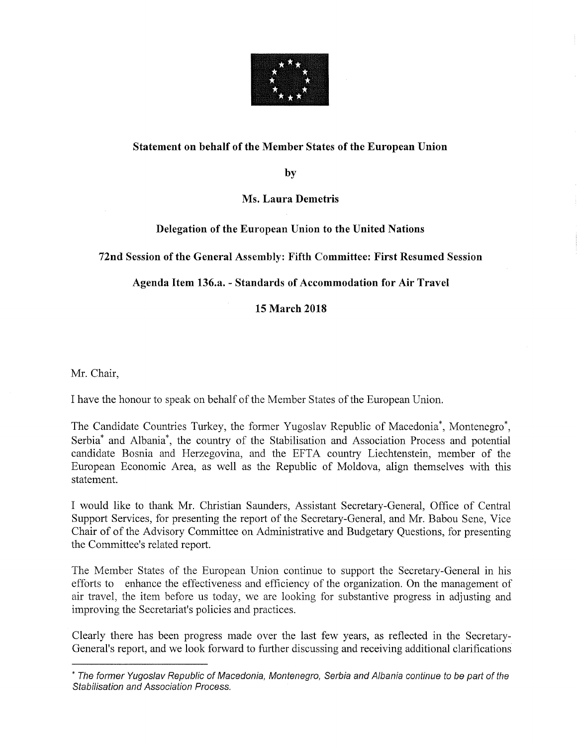**Statement on behalf of the Member States of the European Union**

**by**

**Ms. Laura Demetris**

**Delegation of the European Union to the United Nations**

**72nd Session of the General Assembly: Fifth Committee: First Resumed Session**

**Agenda Item 136.a. - Standards of Accommodation for Air Travel**

**15 March 2018**

Mr. Chair,

I have the honour to speak on behalf of the Member States of the European Union.

The Candidate Countries Turkey, the former Yugoslav Republic of Macedonia*, Montenegro*, Serbia* and Albania*, the country of the Stabilisation and Association Process and potential candidate Bosnia and Herzegovina, and the EFTA country Liechtenstein, member of the European Economic Area, as well as the Republic of Moldova, align themselves with this statement.

I would like to thank Mr. Christian Saunders, Assistant Secretary-General, Office of Central Support Services, for presenting the report of the Secretary-General, and Mr. Babou Sene, Vice Chair of of the Advisory Committee on Administrative and Budgetary Questions, for presenting the Committee's related report.

The Member States of the European Union continue to support the Secretary-General in his efforts to enhance the effectiveness and efficiency of the organization. On the management of air travel, the item before us today, we are looking for substantive progress in adjusting and improving the Secretariat's policies and practices.

Clearly there has been progress made over the last few years, as reflected in the Secretary-General's report, and we look forward to further discussing and receiving additional clarifications

---

* *The former Yugoslav Republic of Macedonia, Montenegro, Serbia and Albania continue to be part of the Stabilisation and Association Process.*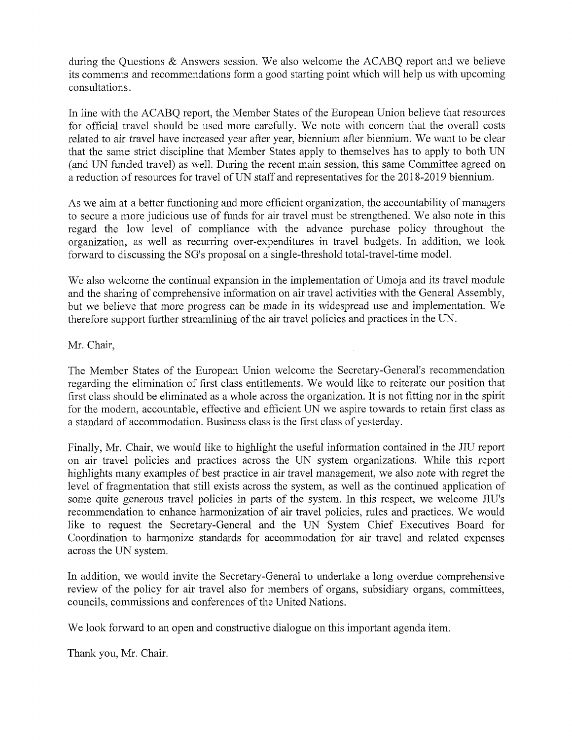during the Questions & Answers session. We also welcome the ACABQ report and we believe its comments and recommendations form a good starting point which will help us with upcoming consultations.

In line with the ACABQ report, the Member States of the European Union believe that resources for official travel should be used more carefully. We note with concern that the overall costs related to air travel have increased year after year, biennium after biennium. We want to be clear that the same strict discipline that Member States apply to themselves has to apply to both UN (and UN funded travel) as well. During the recent main session, this same Committee agreed on a reduction of resources for travel of UN staff and representatives for the 2018-2019 biennium.

As we aim at a better functioning and more efficient organization, the accountability of managers to secure a more judicious use of funds for air travel must be strengthened. We also note in this regard the low level of compliance with the advance purchase policy throughout the organization, as well as recurring over-expenditures in travel budgets. In addition, we look forward to discussing the SG's proposal on a single-threshold total-travel-time model.

We also welcome the continual expansion in the implementation of Umoja and its travel module and the sharing of comprehensive information on air travel activities with the General Assembly, but we believe that more progress can be made in its widespread use and implementation. We therefore support further streamlining of the air travel policies and practices in the UN.

Mr. Chair,

The Member States of the European Union welcome the Secretary-General's recommendation regarding the elimination of first class entitlements. We would like to reiterate our position that first class should be eliminated as a whole across the organization. It is not fitting nor in the spirit for the modern, accountable, effective and efficient UN we aspire towards to retain first class as a standard of accommodation. Business class is the first class of yesterday.

Finally, Mr. Chair, we would like to highlight the useful information contained in the JIU report on air travel policies and practices across the UN system organizations. While this report highlights many examples of best practice in air travel management, we also note with regret the level of fragmentation that still exists across the system, as well as the continued application of some quite generous travel policies in parts of the system. In this respect, we welcome JIU's recommendation to enhance harmonization of air travel policies, rules and practices. We would like to request the Secretary-General and the UN System Chief Executives Board for Coordination to harmonize standards for accommodation for air travel and related expenses across the UN system.

In addition, we would invite the Secretary-General to undertake a long overdue comprehensive review of the policy for air travel also for members of organs, subsidiary organs, committees, councils, commissions and conferences of the United Nations.

We look forward to an open and constructive dialogue on this important agenda item.

Thank you, Mr. Chair.